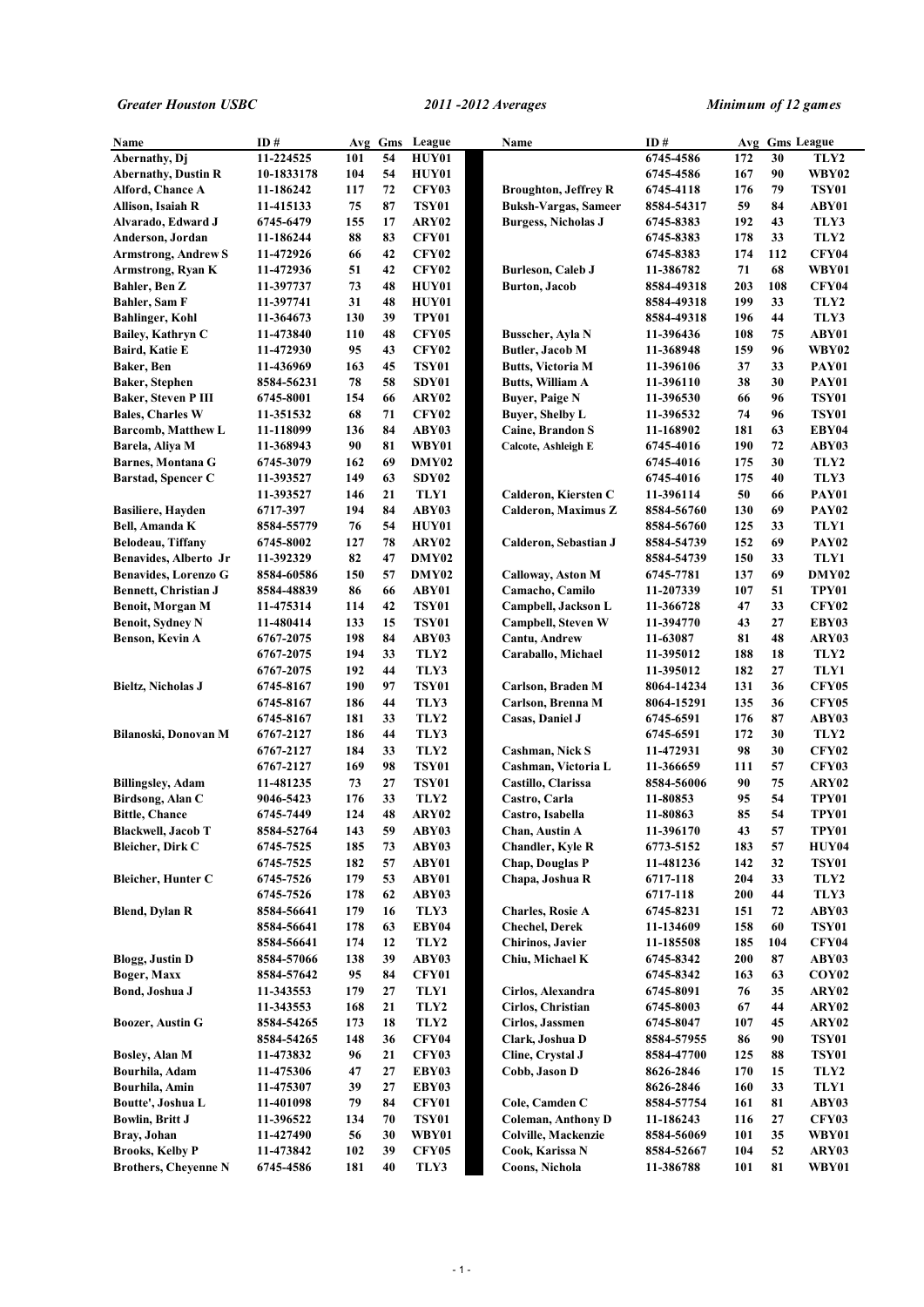*Greater Houston USBC* *2011 -2012 Averages* *Minimum of 12 games*

| Name | ID # | Avg | Gms | League |
|---|---|---|---|---|
| Abernathy, Dj | 11-224525 | 101 | 54 | HUY01 |
| Abernathy, Dustin R | 10-1833178 | 104 | 54 | HUY01 |
| Alford, Chance A | 11-186242 | 117 | 72 | CFY03 |
| Allison, Isaiah R | 11-415133 | 75 | 87 | TSY01 |
| Alvarado, Edward J | 6745-6479 | 155 | 17 | ARY02 |
| Anderson, Jordan | 11-186244 | 88 | 83 | CFY01 |
| Armstrong, Andrew S | 11-472926 | 66 | 42 | CFY02 |
| Armstrong, Ryan K | 11-472936 | 51 | 42 | CFY02 |
| Bahler, Ben Z | 11-397737 | 73 | 48 | HUY01 |
| Bahler, Sam F | 11-397741 | 31 | 48 | HUY01 |
| Bahlinger, Kohl | 11-364673 | 130 | 39 | TPY01 |
| Bailey, Kathryn C | 11-473840 | 110 | 48 | CFY05 |
| Baird, Katie E | 11-472930 | 95 | 43 | CFY02 |
| Baker, Ben | 11-436969 | 163 | 45 | TSY01 |
| Baker, Stephen | 8584-56231 | 78 | 58 | SDY01 |
| Baker, Steven P III | 6745-8001 | 154 | 66 | ARY02 |
| Bales, Charles W | 11-351532 | 68 | 71 | CFY02 |
| Barcomb, Matthew L | 11-118099 | 136 | 84 | ABY03 |
| Barela, Aliya M | 11-368943 | 90 | 81 | WBY01 |
| Barnes, Montana G | 6745-3079 | 162 | 69 | DMY02 |
| Barstad, Spencer C | 11-393527 | 149 | 63 | SDY02 |
| | 11-393527 | 146 | 21 | TLY1 |
| Basiliere, Hayden | 6717-397 | 194 | 84 | ABY03 |
| Bell, Amanda K | 8584-55779 | 76 | 54 | HUY01 |
| Belodeau, Tiffany | 6745-8002 | 127 | 78 | ARY02 |
| Benavides, Alberto Jr | 11-392329 | 82 | 47 | DMY02 |
| Benavides, Lorenzo G | 8584-60586 | 150 | 57 | DMY02 |
| Bennett, Christian J | 8584-48839 | 86 | 66 | ABY01 |
| Benoit, Morgan M | 11-475314 | 114 | 42 | TSY01 |
| Benoit, Sydney N | 11-480414 | 133 | 15 | TSY01 |
| Benson, Kevin A | 6767-2075 | 198 | 84 | ABY03 |
| | 6767-2075 | 194 | 33 | TLY2 |
| | 6767-2075 | 192 | 44 | TLY3 |
| Bieltz, Nicholas J | 6745-8167 | 190 | 97 | TSY01 |
| | 6745-8167 | 186 | 44 | TLY3 |
| | 6745-8167 | 181 | 33 | TLY2 |
| Bilanoski, Donovan M | 6767-2127 | 186 | 44 | TLY3 |
| | 6767-2127 | 184 | 33 | TLY2 |
| | 6767-2127 | 169 | 98 | TSY01 |
| Billingsley, Adam | 11-481235 | 73 | 27 | TSY01 |
| Birdsong, Alan C | 9046-5423 | 176 | 33 | TLY2 |
| Bittle, Chance | 6745-7449 | 124 | 48 | ARY02 |
| Blackwell, Jacob T | 8584-52764 | 143 | 59 | ABY03 |
| Bleicher, Dirk C | 6745-7525 | 185 | 73 | ABY03 |
| | 6745-7525 | 182 | 57 | ABY01 |
| Bleicher, Hunter C | 6745-7526 | 179 | 53 | ABY01 |
| | 6745-7526 | 178 | 62 | ABY03 |
| Blend, Dylan R | 8584-56641 | 179 | 16 | TLY3 |
| | 8584-56641 | 178 | 63 | EBY04 |
| | 8584-56641 | 174 | 12 | TLY2 |
| Blogg, Justin D | 8584-57066 | 138 | 39 | ABY03 |
| Boger, Maxx | 8584-57642 | 95 | 84 | CFY01 |
| Bond, Joshua J | 11-343553 | 179 | 27 | TLY1 |
| | 11-343553 | 168 | 21 | TLY2 |
| Boozer, Austin G | 8584-54265 | 173 | 18 | TLY2 |
| | 8584-54265 | 148 | 36 | CFY04 |
| Bosley, Alan M | 11-473832 | 96 | 21 | CFY03 |
| Bourhila, Adam | 11-475306 | 47 | 27 | EBY03 |
| Bourhila, Amin | 11-475307 | 39 | 27 | EBY03 |
| Boutte', Joshua L | 11-401098 | 79 | 84 | CFY01 |
| Bowlin, Britt J | 11-396522 | 134 | 70 | TSY01 |
| Bray, Johan | 11-427490 | 56 | 30 | WBY01 |
| Brooks, Kelby P | 11-473842 | 102 | 39 | CFY05 |
| Brothers, Cheyenne N | 6745-4586 | 181 | 40 | TLY3 |
| | 6745-4586 | 172 | 30 | TLY2 |
| | 6745-4586 | 167 | 90 | WBY02 |
| Broughton, Jeffrey R | 6745-4118 | 176 | 79 | TSY01 |
| Buksh-Vargas, Sameer | 8584-54317 | 59 | 84 | ABY01 |
| Burgess, Nicholas J | 6745-8383 | 192 | 43 | TLY3 |
| | 6745-8383 | 178 | 33 | TLY2 |
| | 6745-8383 | 174 | 112 | CFY04 |
| Burleson, Caleb J | 11-386782 | 71 | 68 | WBY01 |
| Burton, Jacob | 8584-49318 | 203 | 108 | CFY04 |
| | 8584-49318 | 199 | 33 | TLY2 |
| | 8584-49318 | 196 | 44 | TLY3 |
| Busscher, Ayla N | 11-396436 | 108 | 75 | ABY01 |
| Butler, Jacob M | 11-368948 | 159 | 96 | WBY02 |
| Butts, Victoria M | 11-396106 | 37 | 33 | PAY01 |
| Butts, William A | 11-396110 | 38 | 30 | PAY01 |
| Buyer, Paige N | 11-396530 | 66 | 96 | TSY01 |
| Buyer, Shelby L | 11-396532 | 74 | 96 | TSY01 |
| Caine, Brandon S | 11-168902 | 181 | 63 | EBY04 |
| Calcote, Ashleigh E | 6745-4016 | 190 | 72 | ABY03 |
| | 6745-4016 | 175 | 30 | TLY2 |
| | 6745-4016 | 175 | 40 | TLY3 |
| Calderon, Kiersten C | 11-396114 | 50 | 66 | PAY01 |
| Calderon, Maximus Z | 8584-56760 | 130 | 69 | PAY02 |
| | 8584-56760 | 125 | 33 | TLY1 |
| Calderon, Sebastian J | 8584-54739 | 152 | 69 | PAY02 |
| | 8584-54739 | 150 | 33 | TLY1 |
| Calloway, Aston M | 6745-7781 | 137 | 69 | DMY02 |
| Camacho, Camilo | 11-207339 | 107 | 51 | TPY01 |
| Campbell, Jackson L | 11-366728 | 47 | 33 | CFY02 |
| Campbell, Steven W | 11-394770 | 43 | 27 | EBY03 |
| Cantu, Andrew | 11-63087 | 81 | 48 | ARY03 |
| Caraballo, Michael | 11-395012 | 188 | 18 | TLY2 |
| | 11-395012 | 182 | 27 | TLY1 |
| Carlson, Braden M | 8064-14234 | 131 | 36 | CFY05 |
| Carlson, Brenna M | 8064-15291 | 135 | 36 | CFY05 |
| Casas, Daniel J | 6745-6591 | 176 | 87 | ABY03 |
| | 6745-6591 | 172 | 30 | TLY2 |
| Cashman, Nick S | 11-472931 | 98 | 30 | CFY02 |
| Cashman, Victoria L | 11-366659 | 111 | 57 | CFY03 |
| Castillo, Clarissa | 8584-56006 | 90 | 75 | ARY02 |
| Castro, Carla | 11-80853 | 95 | 54 | TPY01 |
| Castro, Isabella | 11-80863 | 85 | 54 | TPY01 |
| Chan, Austin A | 11-396170 | 43 | 57 | TPY01 |
| Chandler, Kyle R | 6773-5152 | 183 | 57 | HUY04 |
| Chap, Douglas P | 11-481236 | 142 | 32 | TSY01 |
| Chapa, Joshua R | 6717-118 | 204 | 33 | TLY2 |
| | 6717-118 | 200 | 44 | TLY3 |
| Charles, Rosie A | 6745-8231 | 151 | 72 | ABY03 |
| Chechel, Derek | 11-134609 | 158 | 60 | TSY01 |
| Chirinos, Javier | 11-185508 | 185 | 104 | CFY04 |
| Chiu, Michael K | 6745-8342 | 200 | 87 | ABY03 |
| | 6745-8342 | 163 | 63 | COY02 |
| Cirlos, Alexandra | 6745-8091 | 76 | 35 | ARY02 |
| Cirlos, Christian | 6745-8003 | 67 | 44 | ARY02 |
| Cirlos, Jassmen | 6745-8047 | 107 | 45 | ARY02 |
| Clark, Joshua D | 8584-57955 | 86 | 90 | TSY01 |
| Cline, Crystal J | 8584-47700 | 125 | 88 | TSY01 |
| Cobb, Jason D | 8626-2846 | 170 | 15 | TLY2 |
| | 8626-2846 | 160 | 33 | TLY1 |
| Cole, Camden C | 8584-57754 | 161 | 81 | ABY03 |
| Coleman, Anthony D | 11-186243 | 116 | 27 | CFY03 |
| Colville, Mackenzie | 8584-56069 | 101 | 35 | WBY01 |
| Cook, Karissa N | 8584-52667 | 104 | 52 | ARY03 |
| Coons, Nichola | 11-386788 | 101 | 81 | WBY01 |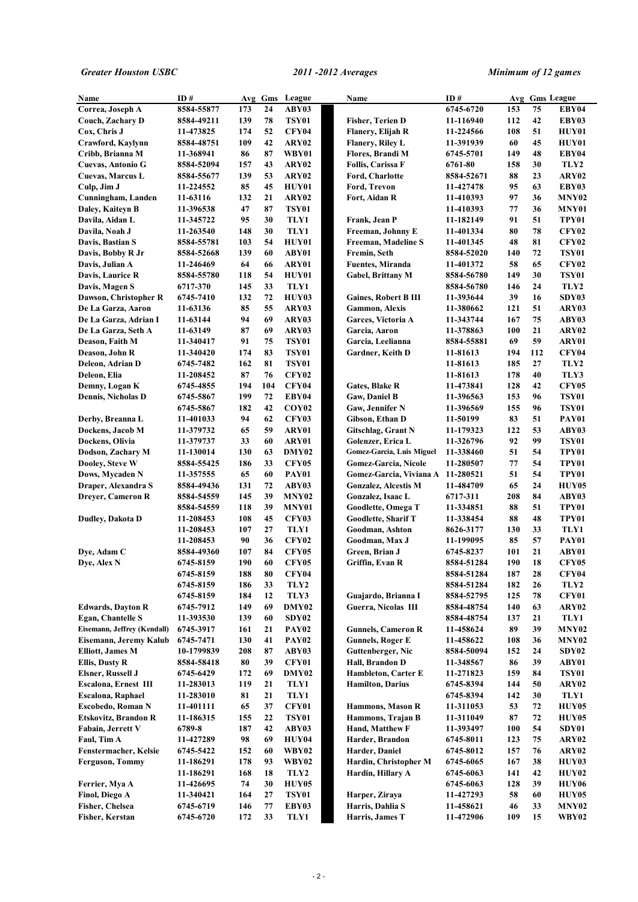| Name | ID # | Avg | Gms | League |
|---|---|---|---|---|
| Correa, Joseph A | 8584-55877 | 173 | 24 | ABY03 |
| Couch, Zachary D | 8584-49211 | 139 | 78 | TSY01 |
| Cox, Chris J | 11-473825 | 174 | 52 | CFY04 |
| Crawford, Kaylynn | 8584-48751 | 109 | 42 | ARY02 |
| Cribb, Brianna M | 11-368941 | 86 | 87 | WBY01 |
| Cuevas, Antonio G | 8584-52094 | 157 | 43 | ARY02 |
| Cuevas, Marcus L | 8584-55677 | 139 | 53 | ARY02 |
| Culp, Jim J | 11-224552 | 85 | 45 | HUY01 |
| Cunningham, Landen | 11-63116 | 132 | 21 | ARY02 |
| Daley, Kaiteyn B | 11-396538 | 47 | 87 | TSY01 |
| Davila, Aidan L | 11-345722 | 95 | 30 | TLY1 |
| Davila, Noah J | 11-263540 | 148 | 30 | TLY1 |
| Davis, Bastian S | 8584-55781 | 103 | 54 | HUY01 |
| Davis, Bobby R Jr | 8584-52668 | 139 | 60 | ABY01 |
| Davis, Julian A | 11-246469 | 64 | 66 | ARY01 |
| Davis, Laurice R | 8584-55780 | 118 | 54 | HUY01 |
| Davis, Magen S | 6717-370 | 145 | 33 | TLY1 |
| Dawson, Christopher R | 6745-7410 | 132 | 72 | HUY03 |
| De La Garza, Aaron | 11-63136 | 85 | 55 | ARY03 |
| De La Garza, Adrian I | 11-63144 | 94 | 69 | ARY03 |
| De La Garza, Seth A | 11-63149 | 87 | 69 | ARY03 |
| Deason, Faith M | 11-340417 | 91 | 75 | TSY01 |
| Deason, John R | 11-340420 | 174 | 83 | TSY01 |
| Deleon, Adrian D | 6745-7482 | 162 | 81 | TSY01 |
| Deleon, Elia | 11-208452 | 87 | 76 | CFY02 |
| Demny, Logan K | 6745-4855 | 194 | 104 | CFY04 |
| Dennis, Nicholas D | 6745-5867 | 199 | 72 | EBY04 |
| | 6745-5867 | 182 | 42 | COY02 |
| Derby, Breanna L | 11-401033 | 94 | 62 | CFY03 |
| Dockens, Jacob M | 11-379732 | 65 | 59 | ARY01 |
| Dockens, Olivia | 11-379737 | 33 | 60 | ARY01 |
| Dodson, Zachary M | 11-130014 | 130 | 63 | DMY02 |
| Dooley, Steve W | 8584-55425 | 186 | 33 | CFY05 |
| Dows, Mycaden N | 11-357555 | 65 | 60 | PAY01 |
| Draper, Alexandra S | 8584-49436 | 131 | 72 | ABY03 |
| Dreyer, Cameron R | 8584-54559 | 145 | 39 | MNY02 |
| | 8584-54559 | 118 | 39 | MNY01 |
| Dudley, Dakota D | 11-208453 | 108 | 45 | CFY03 |
| | 11-208453 | 107 | 27 | TLY1 |
| | 11-208453 | 90 | 36 | CFY02 |
| Dye, Adam C | 8584-49360 | 107 | 84 | CFY05 |
| Dye, Alex N | 6745-8159 | 190 | 60 | CFY05 |
| | 6745-8159 | 188 | 80 | CFY04 |
| | 6745-8159 | 186 | 33 | TLY2 |
| | 6745-8159 | 184 | 12 | TLY3 |
| Edwards, Dayton R | 6745-7912 | 149 | 69 | DMY02 |
| Egan, Chantelle S | 11-393530 | 139 | 60 | SDY02 |
| Eisemann, Jeffrey (Kendall) | 6745-3917 | 161 | 21 | PAY02 |
| Eisemann, Jeremy Kalub | 6745-7471 | 130 | 41 | PAY02 |
| Elliott, James M | 10-1799839 | 208 | 87 | ABY03 |
| Ellis, Dusty R | 8584-58418 | 80 | 39 | CFY01 |
| Elsner, Russell J | 6745-6429 | 172 | 69 | DMY02 |
| Escalona, Ernest III | 11-283013 | 119 | 21 | TLY1 |
| Escalona, Raphael | 11-283010 | 81 | 21 | TLY1 |
| Escobedo, Roman N | 11-401111 | 65 | 37 | CFY01 |
| Etskovitz, Brandon R | 11-186315 | 155 | 22 | TSY01 |
| Fabain, Jerrett V | 6789-8 | 187 | 42 | ABY03 |
| Faul, Tim A | 11-427289 | 98 | 69 | HUY04 |
| Fenstermacher, Kelsie | 6745-5422 | 152 | 60 | WBY02 |
| Ferguson, Tommy | 11-186291 | 178 | 93 | WBY02 |
| | 11-186291 | 168 | 18 | TLY2 |
| Ferrier, Mya A | 11-426695 | 74 | 30 | HUY05 |
| Finol, Diego A | 11-340421 | 164 | 27 | TSY01 |
| Fisher, Chelsea | 6745-6719 | 146 | 77 | EBY03 |
| Fisher, Kerstan | 6745-6720 | 172 | 33 | TLY1 |
| | 6745-6720 | 153 | 75 | EBY04 |
| Fisher, Terien D | 11-116940 | 112 | 42 | EBY03 |
| Flanery, Elijah R | 11-224566 | 108 | 51 | HUY01 |
| Flanery, Riley L | 11-391939 | 60 | 45 | HUY01 |
| Flores, Brandi M | 6745-5701 | 149 | 48 | EBY04 |
| Follis, Carissa F | 6761-80 | 158 | 30 | TLY2 |
| Ford, Charlotte | 8584-52671 | 88 | 23 | ARY02 |
| Ford, Trevon | 11-427478 | 95 | 63 | EBY03 |
| Fort, Aidan R | 11-410393 | 97 | 36 | MNY02 |
| | 11-410393 | 77 | 36 | MNY01 |
| Frank, Jean P | 11-182149 | 91 | 51 | TPY01 |
| Freeman, Johnny E | 11-401334 | 80 | 78 | CFY02 |
| Freeman, Madeline S | 11-401345 | 48 | 81 | CFY02 |
| Fremin, Seth | 8584-52020 | 140 | 72 | TSY01 |
| Fuentes, Miranda | 11-401372 | 58 | 65 | CFY02 |
| Gabel, Brittany M | 8584-56780 | 149 | 30 | TSY01 |
| | 8584-56780 | 146 | 24 | TLY2 |
| Gaines, Robert B III | 11-393644 | 39 | 16 | SDY03 |
| Gammon, Alexis | 11-380662 | 121 | 51 | ARY03 |
| Garces, Victoria A | 11-343744 | 167 | 75 | ABY03 |
| Garcia, Aaron | 11-378863 | 100 | 21 | ARY02 |
| Garcia, Leelianna | 8584-55881 | 69 | 59 | ARY01 |
| Gardner, Keith D | 11-81613 | 194 | 112 | CFY04 |
| | 11-81613 | 185 | 27 | TLY2 |
| | 11-81613 | 178 | 40 | TLY3 |
| Gates, Blake R | 11-473841 | 128 | 42 | CFY05 |
| Gaw, Daniel B | 11-396563 | 153 | 96 | TSY01 |
| Gaw, Jennifer N | 11-396569 | 155 | 96 | TSY01 |
| Gibson, Ethan D | 11-50199 | 83 | 51 | PAY01 |
| Gitschlag, Grant N | 11-179323 | 122 | 53 | ABY03 |
| Golenzer, Erica L | 11-326796 | 92 | 99 | TSY01 |
| Gomez-Garcia, Luis Miguel | 11-338460 | 51 | 54 | TPY01 |
| Gomez-Garcia, Nicole | 11-280507 | 77 | 54 | TPY01 |
| Gomez-Garcia, Viviana A | 11-280521 | 51 | 54 | TPY01 |
| Gonzalez, Alcestis M | 11-484709 | 65 | 24 | HUY05 |
| Gonzalez, Isaac L | 6717-311 | 208 | 84 | ABY03 |
| Goodlette, Omega T | 11-334851 | 88 | 51 | TPY01 |
| Goodlette, Sharif T | 11-338454 | 88 | 48 | TPY01 |
| Goodman, Ashton | 8626-3177 | 130 | 33 | TLY1 |
| Goodman, Max J | 11-199095 | 85 | 57 | PAY01 |
| Green, Brian J | 6745-8237 | 101 | 21 | ABY01 |
| Griffin, Evan R | 8584-51284 | 190 | 18 | CFY05 |
| | 8584-51284 | 187 | 28 | CFY04 |
| | 8584-51284 | 182 | 26 | TLY2 |
| Guajardo, Brianna I | 8584-52795 | 125 | 78 | CFY01 |
| Guerra, Nicolas III | 8584-48754 | 140 | 63 | ARY02 |
| | 8584-48754 | 137 | 21 | TLY1 |
| Gunnels, Cameron R | 11-458624 | 89 | 39 | MNY02 |
| Gunnels, Roger E | 11-458622 | 108 | 36 | MNY02 |
| Guttenberger, Nic | 8584-50094 | 152 | 24 | SDY02 |
| Hall, Brandon D | 11-348567 | 86 | 39 | ABY01 |
| Hambleton, Carter E | 11-271823 | 159 | 84 | TSY01 |
| Hamilton, Darius | 6745-8394 | 144 | 50 | ARY02 |
| | 6745-8394 | 142 | 30 | TLY1 |
| Hammons, Mason R | 11-311053 | 53 | 72 | HUY05 |
| Hammons, Trajan B | 11-311049 | 87 | 72 | HUY05 |
| Hand, Matthew F | 11-393497 | 100 | 54 | SDY01 |
| Harder, Brandon | 6745-8011 | 123 | 75 | ARY02 |
| Harder, Daniel | 6745-8012 | 157 | 76 | ARY02 |
| Hardin, Christopher M | 6745-6065 | 167 | 38 | HUY03 |
| Hardin, Hillary A | 6745-6063 | 141 | 42 | HUY02 |
| | 6745-6063 | 128 | 39 | HUY06 |
| Harper, Ziraya | 11-427293 | 58 | 60 | HUY05 |
| Harris, Dahlia S | 11-458621 | 46 | 33 | MNY02 |
| Harris, James T | 11-472906 | 109 | 15 | WBY02 |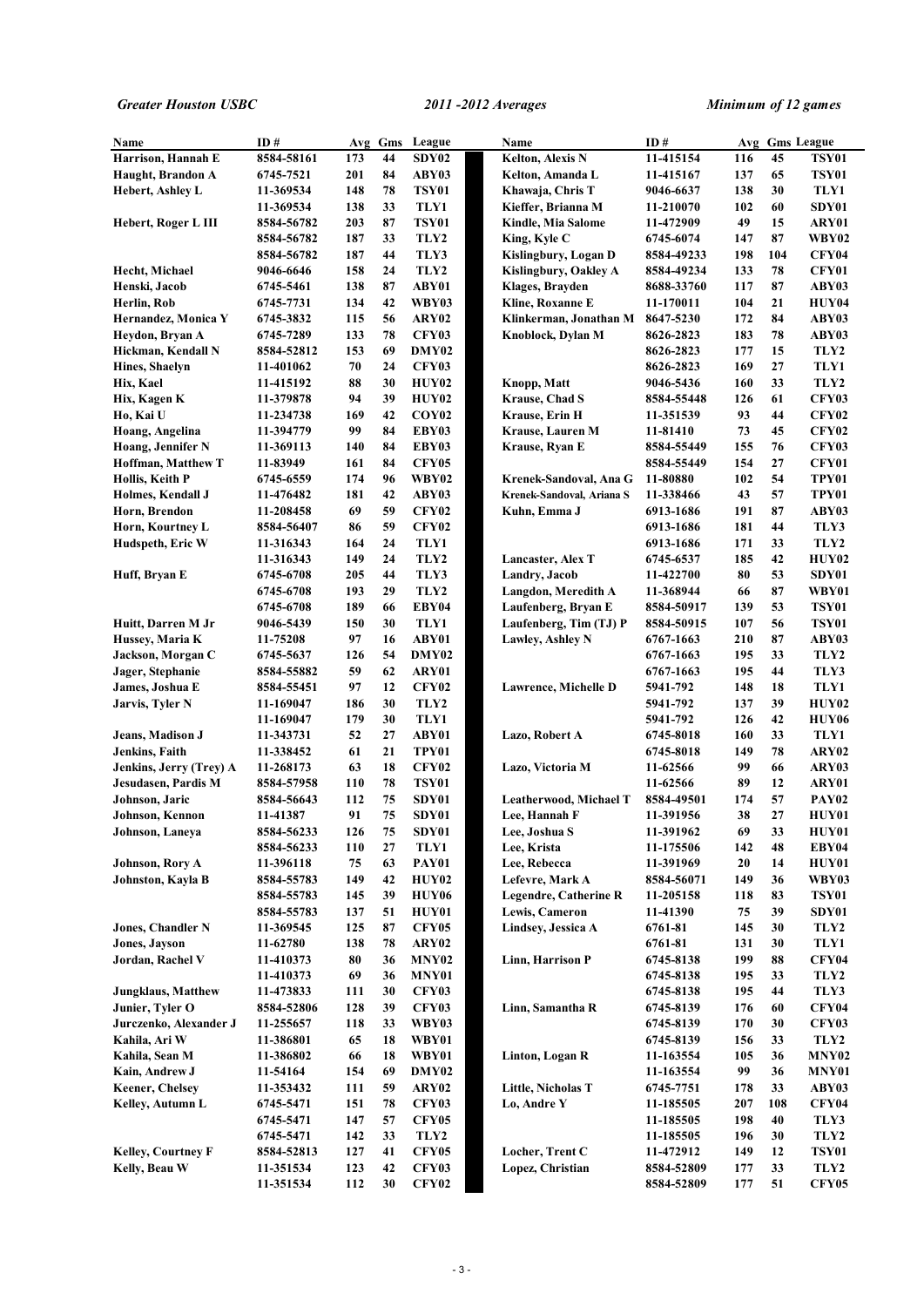| Name | ID # | Avg | Gms | League |
|---|---|---|---|---|
| Harrison, Hannah E | 8584-58161 | 173 | 44 | SDY02 |
| Haught, Brandon A | 6745-7521 | 201 | 84 | ABY03 |
| Hebert, Ashley L | 11-369534 | 148 | 78 | TSY01 |
| | 11-369534 | 138 | 33 | TLY1 |
| Hebert, Roger L III | 8584-56782 | 203 | 87 | TSY01 |
| | 8584-56782 | 187 | 33 | TLY2 |
| | 8584-56782 | 187 | 44 | TLY3 |
| Hecht, Michael | 9046-6646 | 158 | 24 | TLY2 |
| Henski, Jacob | 6745-5461 | 138 | 87 | ABY01 |
| Herlin, Rob | 6745-7731 | 134 | 42 | WBY03 |
| Hernandez, Monica Y | 6745-3832 | 115 | 56 | ARY02 |
| Heydon, Bryan A | 6745-7289 | 133 | 78 | CFY03 |
| Hickman, Kendall N | 8584-52812 | 153 | 69 | DMY02 |
| Hines, Shaelyn | 11-401062 | 70 | 24 | CFY03 |
| Hix, Kael | 11-415192 | 88 | 30 | HUY02 |
| Hix, Kagen K | 11-379878 | 94 | 39 | HUY02 |
| Ho, Kai U | 11-234738 | 169 | 42 | COY02 |
| Hoang, Angelina | 11-394779 | 99 | 84 | EBY03 |
| Hoang, Jennifer N | 11-369113 | 140 | 84 | EBY03 |
| Hoffman, Matthew T | 11-83949 | 161 | 84 | CFY05 |
| Hollis, Keith P | 6745-6559 | 174 | 96 | WBY02 |
| Holmes, Kendall J | 11-476482 | 181 | 42 | ABY03 |
| Horn, Brendon | 11-208458 | 69 | 59 | CFY02 |
| Horn, Kourtney L | 8584-56407 | 86 | 59 | CFY02 |
| Hudspeth, Eric W | 11-316343 | 164 | 24 | TLY1 |
| | 11-316343 | 149 | 24 | TLY2 |
| Huff, Bryan E | 6745-6708 | 205 | 44 | TLY3 |
| | 6745-6708 | 193 | 29 | TLY2 |
| | 6745-6708 | 189 | 66 | EBY04 |
| Huitt, Darren M Jr | 9046-5439 | 150 | 30 | TLY1 |
| Hussey, Maria K | 11-75208 | 97 | 16 | ABY01 |
| Jackson, Morgan C | 6745-5637 | 126 | 54 | DMY02 |
| Jager, Stephanie | 8584-55882 | 59 | 62 | ARY01 |
| James, Joshua E | 8584-55451 | 97 | 12 | CFY02 |
| Jarvis, Tyler N | 11-169047 | 186 | 30 | TLY2 |
| | 11-169047 | 179 | 30 | TLY1 |
| Jeans, Madison J | 11-343731 | 52 | 27 | ABY01 |
| Jenkins, Faith | 11-338452 | 61 | 21 | TPY01 |
| Jenkins, Jerry (Trey) A | 11-268173 | 63 | 18 | CFY02 |
| Jesudasen, Pardis M | 8584-57958 | 110 | 78 | TSY01 |
| Johnson, Jaric | 8584-56643 | 112 | 75 | SDY01 |
| Johnson, Kennon | 11-41387 | 91 | 75 | SDY01 |
| Johnson, Laneya | 8584-56233 | 126 | 75 | SDY01 |
| | 8584-56233 | 110 | 27 | TLY1 |
| Johnson, Rory A | 11-396118 | 75 | 63 | PAY01 |
| Johnston, Kayla B | 8584-55783 | 149 | 42 | HUY02 |
| | 8584-55783 | 145 | 39 | HUY06 |
| | 8584-55783 | 137 | 51 | HUY01 |
| Jones, Chandler N | 11-369545 | 125 | 87 | CFY05 |
| Jones, Jayson | 11-62780 | 138 | 78 | ARY02 |
| Jordan, Rachel V | 11-410373 | 80 | 36 | MNY02 |
| | 11-410373 | 69 | 36 | MNY01 |
| Jungklaus, Matthew | 11-473833 | 111 | 30 | CFY03 |
| Junier, Tyler O | 8584-52806 | 128 | 39 | CFY03 |
| Jurczenko, Alexander J | 11-255657 | 118 | 33 | WBY03 |
| Kahila, Ari W | 11-386801 | 65 | 18 | WBY01 |
| Kahila, Sean M | 11-386802 | 66 | 18 | WBY01 |
| Kain, Andrew J | 11-54164 | 154 | 69 | DMY02 |
| Keener, Chelsey | 11-353432 | 111 | 59 | ARY02 |
| Kelley, Autumn L | 6745-5471 | 151 | 78 | CFY03 |
| | 6745-5471 | 147 | 57 | CFY05 |
| | 6745-5471 | 142 | 33 | TLY2 |
| Kelley, Courtney F | 8584-52813 | 127 | 41 | CFY05 |
| Kelly, Beau W | 11-351534 | 123 | 42 | CFY03 |
| | 11-351534 | 112 | 30 | CFY02 |
| Kelton, Alexis N | 11-415154 | 116 | 45 | TSY01 |
| Kelton, Amanda L | 11-415167 | 137 | 65 | TSY01 |
| Khawaja, Chris T | 9046-6637 | 138 | 30 | TLY1 |
| Kieffer, Brianna M | 11-210070 | 102 | 60 | SDY01 |
| Kindle, Mia Salome | 11-472909 | 49 | 15 | ARY01 |
| King, Kyle C | 6745-6074 | 147 | 87 | WBY02 |
| Kislingbury, Logan D | 8584-49233 | 198 | 104 | CFY04 |
| Kislingbury, Oakley A | 8584-49234 | 133 | 78 | CFY01 |
| Klages, Brayden | 8688-33760 | 117 | 87 | ABY03 |
| Kline, Roxanne E | 11-170011 | 104 | 21 | HUY04 |
| Klinkerman, Jonathan M | 8647-5230 | 172 | 84 | ABY03 |
| Knoblock, Dylan M | 8626-2823 | 183 | 78 | ABY03 |
| | 8626-2823 | 177 | 15 | TLY2 |
| | 8626-2823 | 169 | 27 | TLY1 |
| Knopp, Matt | 9046-5436 | 160 | 33 | TLY2 |
| Krause, Chad S | 8584-55448 | 126 | 61 | CFY03 |
| Krause, Erin H | 11-351539 | 93 | 44 | CFY02 |
| Krause, Lauren M | 11-81410 | 73 | 45 | CFY02 |
| Krause, Ryan E | 8584-55449 | 155 | 76 | CFY03 |
| | 8584-55449 | 154 | 27 | CFY01 |
| Krenek-Sandoval, Ana G | 11-80880 | 102 | 54 | TPY01 |
| Krenek-Sandoval, Ariana S | 11-338466 | 43 | 57 | TPY01 |
| Kuhn, Emma J | 6913-1686 | 191 | 87 | ABY03 |
| | 6913-1686 | 181 | 44 | TLY3 |
| | 6913-1686 | 171 | 33 | TLY2 |
| Lancaster, Alex T | 6745-6537 | 185 | 42 | HUY02 |
| Landry, Jacob | 11-422700 | 80 | 53 | SDY01 |
| Langdon, Meredith A | 11-368944 | 66 | 87 | WBY01 |
| Laufenberg, Bryan E | 8584-50917 | 139 | 53 | TSY01 |
| Laufenberg, Tim (TJ) P | 8584-50915 | 107 | 56 | TSY01 |
| Lawley, Ashley N | 6767-1663 | 210 | 87 | ABY03 |
| | 6767-1663 | 195 | 33 | TLY2 |
| | 6767-1663 | 195 | 44 | TLY3 |
| Lawrence, Michelle D | 5941-792 | 148 | 18 | TLY1 |
| | 5941-792 | 137 | 39 | HUY02 |
| | 5941-792 | 126 | 42 | HUY06 |
| Lazo, Robert A | 6745-8018 | 160 | 33 | TLY1 |
| | 6745-8018 | 149 | 78 | ARY02 |
| Lazo, Victoria M | 11-62566 | 99 | 66 | ARY03 |
| | 11-62566 | 89 | 12 | ARY01 |
| Leatherwood, Michael T | 8584-49501 | 174 | 57 | PAY02 |
| Lee, Hannah F | 11-391956 | 38 | 27 | HUY01 |
| Lee, Joshua S | 11-391962 | 69 | 33 | HUY01 |
| Lee, Krista | 11-175506 | 142 | 48 | EBY04 |
| Lee, Rebecca | 11-391969 | 20 | 14 | HUY01 |
| Lefevre, Mark A | 8584-56071 | 149 | 36 | WBY03 |
| Legendre, Catherine R | 11-205158 | 118 | 83 | TSY01 |
| Lewis, Cameron | 11-41390 | 75 | 39 | SDY01 |
| Lindsey, Jessica A | 6761-81 | 145 | 30 | TLY2 |
| | 6761-81 | 131 | 30 | TLY1 |
| Linn, Harrison P | 6745-8138 | 199 | 88 | CFY04 |
| | 6745-8138 | 195 | 33 | TLY2 |
| | 6745-8138 | 195 | 44 | TLY3 |
| Linn, Samantha R | 6745-8139 | 176 | 60 | CFY04 |
| | 6745-8139 | 170 | 30 | CFY03 |
| | 6745-8139 | 156 | 33 | TLY2 |
| Linton, Logan R | 11-163554 | 105 | 36 | MNY02 |
| | 11-163554 | 99 | 36 | MNY01 |
| Little, Nicholas T | 6745-7751 | 178 | 33 | ABY03 |
| Lo, Andre Y | 11-185505 | 207 | 108 | CFY04 |
| | 11-185505 | 198 | 40 | TLY3 |
| | 11-185505 | 196 | 30 | TLY2 |
| Locher, Trent C | 11-472912 | 149 | 12 | TSY01 |
| Lopez, Christian | 8584-52809 | 177 | 33 | TLY2 |
| | 8584-52809 | 177 | 51 | CFY05 |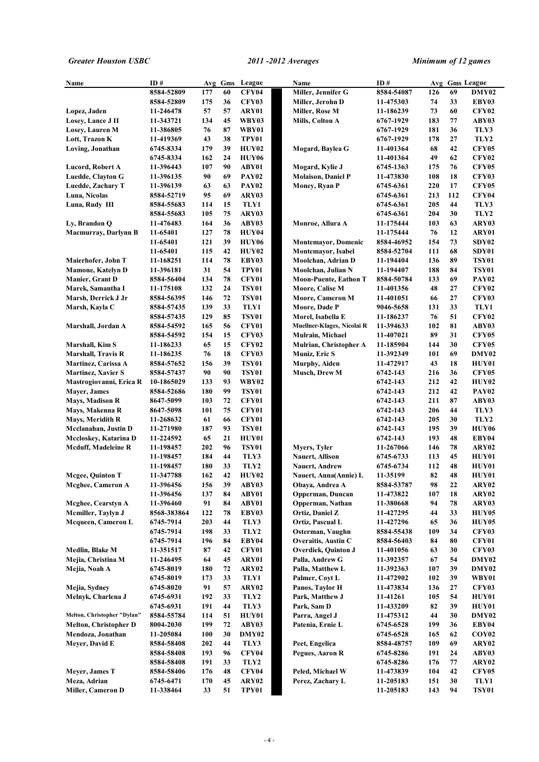| Name | ID # | Avg | Gms | League |
|---|---|---|---|---|
| | 8584-52809 | 177 | 60 | CFY04 |
| | 8584-52809 | 175 | 36 | CFY03 |
| Lopez, Jaden | 11-246478 | 57 | 57 | ARY01 |
| Losey, Lance J II | 11-343721 | 134 | 45 | WBY03 |
| Losey, Lauren M | 11-386805 | 76 | 87 | WBY01 |
| Lott, Trazon K | 11-419369 | 43 | 38 | TPY01 |
| Loving, Jonathan | 6745-8334 | 179 | 39 | HUY02 |
| | 6745-8334 | 162 | 24 | HUY06 |
| Lucord, Robert A | 11-396443 | 107 | 90 | ABY01 |
| Luedde, Clayton G | 11-396135 | 90 | 69 | PAY02 |
| Luedde, Zachary T | 11-396139 | 63 | 63 | PAY02 |
| Luna, Nicolas | 8584-52719 | 95 | 69 | ARY03 |
| Luna, Rudy III | 8584-55683 | 114 | 15 | TLY1 |
| | 8584-55683 | 105 | 75 | ARY03 |
| Ly, Brandon Q | 11-476483 | 164 | 36 | ABY03 |
| Macmurray, Darlynn B | 11-65401 | 127 | 78 | HUY04 |
| | 11-65401 | 121 | 39 | HUY06 |
| | 11-65401 | 115 | 42 | HUY02 |
| Maierhofer, John T | 11-168251 | 114 | 78 | EBY03 |
| Mamone, Katelyn D | 11-396181 | 31 | 54 | TPY01 |
| Manier, Grant D | 8584-56404 | 134 | 78 | CFY01 |
| Marek, Samantha I | 11-175108 | 132 | 24 | TSY01 |
| Marsh, Derrick J Jr | 8584-56395 | 146 | 72 | TSY01 |
| Marsh, Kayla C | 8584-57435 | 139 | 33 | TLY1 |
| | 8584-57435 | 129 | 85 | TSY01 |
| Marshall, Jordan A | 8584-54592 | 165 | 56 | CFY01 |
| | 8584-54592 | 154 | 15 | CFY03 |
| Marshall, Kim S | 11-186233 | 65 | 15 | CFY02 |
| Marshall, Travis R | 11-186235 | 76 | 18 | CFY03 |
| Martinez, Carissa A | 8584-57652 | 156 | 39 | TSY01 |
| Martinez, Xavier S | 8584-57437 | 90 | 90 | TSY01 |
| Mastrogiovanni, Erica R | 10-1865029 | 133 | 93 | WBY02 |
| Mayer, James | 8584-52686 | 180 | 99 | TSY01 |
| Mays, Madison R | 8647-5099 | 103 | 72 | CFY01 |
| Mays, Makenna R | 8647-5098 | 101 | 75 | CFY01 |
| Mays, Meridith R | 11-268632 | 61 | 66 | CFY01 |
| Mcclanahan, Justin D | 11-271980 | 187 | 93 | TSY01 |
| Mccloskey, Katarina D | 11-224592 | 65 | 21 | HUY01 |
| Mcduff, Madeleine R | 11-198457 | 202 | 96 | TSY01 |
| | 11-198457 | 184 | 44 | TLY3 |
| | 11-198457 | 180 | 33 | TLY2 |
| Mcgee, Quinton T | 11-347788 | 162 | 42 | HUY02 |
| Mcghee, Cameron A | 11-396456 | 156 | 39 | ABY03 |
| | 11-396456 | 137 | 84 | ABY01 |
| Mcghee, Cearstyn A | 11-396460 | 91 | 84 | ABY01 |
| Mcmiller, Taylyn J | 8568-383864 | 122 | 78 | EBY03 |
| Mcqueen, Cameron L | 6745-7914 | 203 | 44 | TLY3 |
| | 6745-7914 | 198 | 33 | TLY2 |
| | 6745-7914 | 196 | 84 | EBY04 |
| Medlin, Blake M | 11-351517 | 87 | 42 | CFY01 |
| Mejia, Christina M | 11-246495 | 64 | 45 | ARY01 |
| Mejia, Noah A | 6745-8019 | 180 | 72 | ARY02 |
| | 6745-8019 | 173 | 33 | TLY1 |
| Mejia, Sydney | 6745-8020 | 91 | 57 | ARY02 |
| Melnyk, Charlena J | 6745-6931 | 192 | 33 | TLY2 |
| | 6745-6931 | 191 | 44 | TLY3 |
| Melton, Christopher "Dylan" | 8584-55784 | 114 | 51 | HUY01 |
| Melton, Christopher D | 8004-2030 | 199 | 72 | ABY03 |
| Mendoza, Jonathan | 11-205084 | 100 | 30 | DMY02 |
| Meyer, David E | 8584-58408 | 202 | 44 | TLY3 |
| | 8584-58408 | 193 | 96 | CFY04 |
| | 8584-58408 | 191 | 33 | TLY2 |
| Meyer, James T | 8584-58406 | 176 | 48 | CFY04 |
| Meza, Adrian | 6745-6471 | 170 | 45 | ARY02 |
| Miller, Cameron D | 11-338464 | 33 | 51 | TPY01 |
| Miller, Jennifer G | 8584-54087 | 126 | 69 | DMY02 |
| Miller, Jerohn D | 11-475303 | 74 | 33 | EBY03 |
| Miller, Rose M | 11-186239 | 73 | 60 | CFY02 |
| Mills, Colton A | 6767-1929 | 183 | 77 | ABY03 |
| | 6767-1929 | 181 | 36 | TLY3 |
| | 6767-1929 | 178 | 27 | TLY2 |
| Mogard, Baylea G | 11-401364 | 68 | 42 | CFY05 |
| | 11-401364 | 49 | 62 | CFY02 |
| Mogard, Kylie J | 6745-1363 | 175 | 76 | CFY05 |
| Molaison, Daniel P | 11-473830 | 108 | 18 | CFY03 |
| Money, Ryan P | 6745-6361 | 220 | 17 | CFY05 |
| | 6745-6361 | 213 | 112 | CFY04 |
| | 6745-6361 | 205 | 44 | TLY3 |
| | 6745-6361 | 204 | 30 | TLY2 |
| Monroe, Allura A | 11-175444 | 103 | 63 | ARY03 |
| | 11-175444 | 76 | 12 | ARY01 |
| Montemayor, Domenic | 8584-46952 | 154 | 73 | SDY02 |
| Montemayor, Isabel | 8584-52704 | 111 | 68 | SDY01 |
| Moolchan, Adrian D | 11-194404 | 136 | 89 | TSY01 |
| Moolchan, Julian N | 11-194407 | 188 | 84 | TSY01 |
| Moon-Puente, Eathon T | 8584-50784 | 133 | 69 | PAY02 |
| Moore, Calise M | 11-401356 | 48 | 27 | CFY02 |
| Moore, Cameron M | 11-401051 | 66 | 27 | CFY03 |
| Moore, Dade P | 9046-5658 | 131 | 33 | TLY1 |
| Morel, Isabella E | 11-186237 | 76 | 51 | CFY02 |
| Muellner-Klages, Nicolai R | 11-394633 | 102 | 81 | ABY03 |
| Mulrain, Michael | 11-407021 | 89 | 31 | CFY05 |
| Mulrian, Christopher A | 11-185904 | 144 | 30 | CFY05 |
| Muniz, Eric S | 11-392349 | 101 | 69 | DMY02 |
| Murphy, Aiden | 11-472917 | 43 | 18 | HUY01 |
| Musch, Drew M | 6742-143 | 216 | 36 | CFY05 |
| | 6742-143 | 212 | 42 | HUY02 |
| | 6742-143 | 212 | 42 | PAY02 |
| | 6742-143 | 211 | 87 | ABY03 |
| | 6742-143 | 206 | 44 | TLY3 |
| | 6742-143 | 205 | 30 | TLY2 |
| | 6742-143 | 195 | 39 | HUY06 |
| | 6742-143 | 193 | 48 | EBY04 |
| Myers, Tyler | 11-267066 | 146 | 78 | ARY02 |
| Nauert, Allison | 6745-6733 | 113 | 45 | HUY01 |
| Nauert, Andrew | 6745-6734 | 112 | 48 | HUY01 |
| Nauert, Anna(Annie) L | 11-35199 | 82 | 48 | HUY01 |
| Obaya, Andrea A | 8584-53787 | 98 | 22 | ARY02 |
| Opperman, Duncan | 11-473822 | 107 | 18 | ARY02 |
| Opperman, Nathan | 11-380668 | 94 | 78 | ARY03 |
| Ortiz, Daniel Z | 11-427295 | 44 | 33 | HUY05 |
| Ortiz, Pascual L | 11-427296 | 65 | 36 | HUY05 |
| Osterman, Vaughn | 8584-55438 | 109 | 34 | CFY03 |
| Overaitis, Austin C | 8584-56403 | 84 | 80 | CFY01 |
| Overdiek, Quinton J | 11-401056 | 63 | 30 | CFY03 |
| Palla, Andrew G | 11-392357 | 67 | 54 | DMY02 |
| Palla, Matthew L | 11-392363 | 107 | 39 | DMY02 |
| Palmer, Coyt L | 11-472902 | 102 | 39 | WBY01 |
| Panos, Taylor H | 11-473834 | 136 | 27 | CFY03 |
| Park, Matthew J | 11-41261 | 105 | 54 | HUY01 |
| Park, Sam D | 11-433209 | 82 | 39 | HUY01 |
| Parra, Angel J | 11-475312 | 44 | 30 | DMY02 |
| Patenia, Ernie L | 6745-6528 | 199 | 36 | EBY04 |
| | 6745-6528 | 165 | 62 | COY02 |
| Peet, Engelica | 8584-48757 | 109 | 69 | ARY02 |
| Pegues, Aaron R | 6745-8286 | 191 | 24 | ABY03 |
| | 6745-8286 | 176 | 77 | ARY02 |
| Peled, Michael W | 11-473839 | 104 | 42 | CFY05 |
| Perez, Zachary L | 11-205183 | 151 | 30 | TLY1 |
| | 11-205183 | 143 | 94 | TSY01 |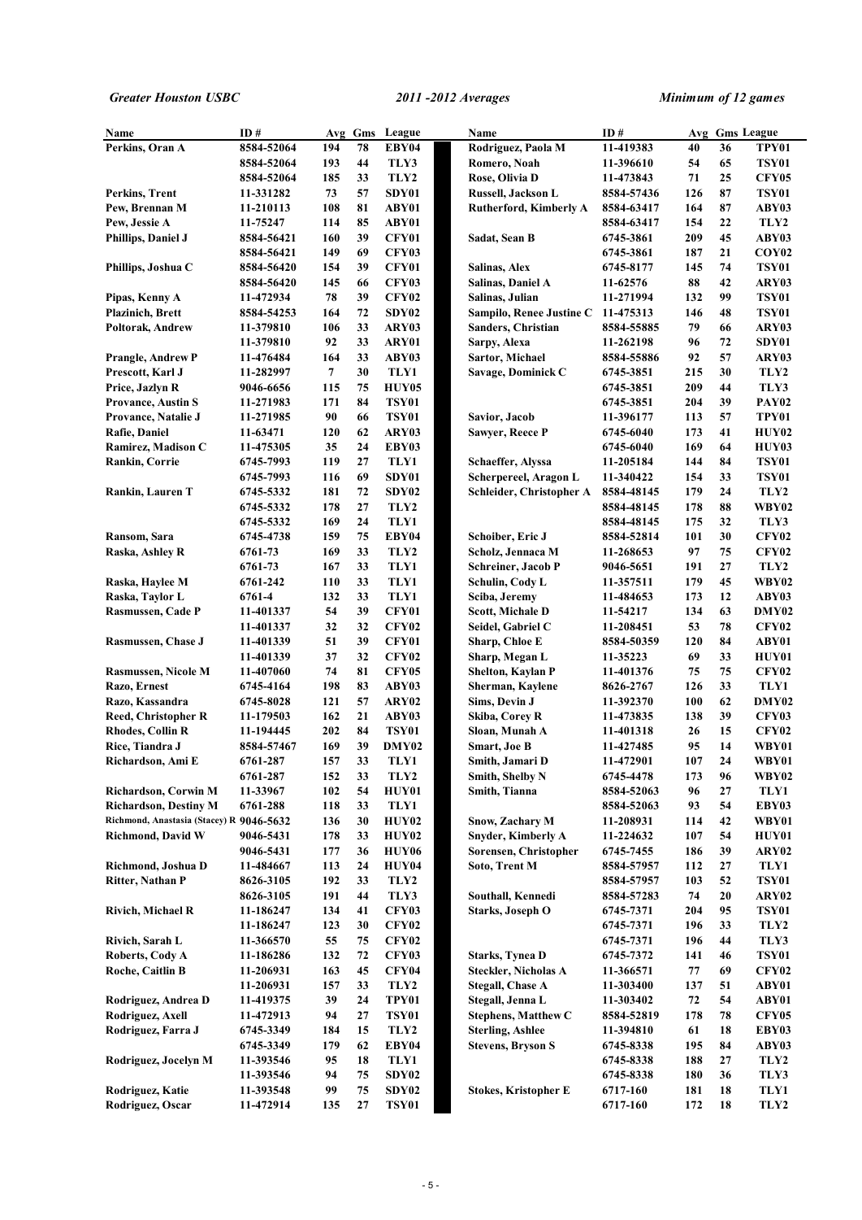| Name | ID # | Avg | Gms | League |
|---|---|---|---|---|
| Perkins, Oran A | 8584-52064 | 194 | 78 | EBY04 |
| | 8584-52064 | 193 | 44 | TLY3 |
| | 8584-52064 | 185 | 33 | TLY2 |
| Perkins, Trent | 11-331282 | 73 | 57 | SDY01 |
| Pew, Brennan M | 11-210113 | 108 | 81 | ABY01 |
| Pew, Jessie A | 11-75247 | 114 | 85 | ABY01 |
| Phillips, Daniel J | 8584-56421 | 160 | 39 | CFY01 |
| | 8584-56421 | 149 | 69 | CFY03 |
| Phillips, Joshua C | 8584-56420 | 154 | 39 | CFY01 |
| | 8584-56420 | 145 | 66 | CFY03 |
| Pipas, Kenny A | 11-472934 | 78 | 39 | CFY02 |
| Plazinich, Brett | 8584-54253 | 164 | 72 | SDY02 |
| Poltorak, Andrew | 11-379810 | 106 | 33 | ARY03 |
| | 11-379810 | 92 | 33 | ARY01 |
| Prangle, Andrew P | 11-476484 | 164 | 33 | ABY03 |
| Prescott, Karl J | 11-282997 | 7 | 30 | TLY1 |
| Price, Jazlyn R | 9046-6656 | 115 | 75 | HUY05 |
| Provance, Austin S | 11-271983 | 171 | 84 | TSY01 |
| Provance, Natalie J | 11-271985 | 90 | 66 | TSY01 |
| Rafie, Daniel | 11-63471 | 120 | 62 | ARY03 |
| Ramirez, Madison C | 11-475305 | 35 | 24 | EBY03 |
| Rankin, Corrie | 6745-7993 | 119 | 27 | TLY1 |
| | 6745-7993 | 116 | 69 | SDY01 |
| Rankin, Lauren T | 6745-5332 | 181 | 72 | SDY02 |
| | 6745-5332 | 178 | 27 | TLY2 |
| | 6745-5332 | 169 | 24 | TLY1 |
| Ransom, Sara | 6745-4738 | 159 | 75 | EBY04 |
| Raska, Ashley R | 6761-73 | 169 | 33 | TLY2 |
| | 6761-73 | 167 | 33 | TLY1 |
| Raska, Haylee M | 6761-242 | 110 | 33 | TLY1 |
| Raska, Taylor L | 6761-4 | 132 | 33 | TLY1 |
| Rasmussen, Cade P | 11-401337 | 54 | 39 | CFY01 |
| | 11-401337 | 32 | 32 | CFY02 |
| Rasmussen, Chase J | 11-401339 | 51 | 39 | CFY01 |
| | 11-401339 | 37 | 32 | CFY02 |
| Rasmussen, Nicole M | 11-407060 | 74 | 81 | CFY05 |
| Razo, Ernest | 6745-4164 | 198 | 83 | ABY03 |
| Razo, Kassandra | 6745-8028 | 121 | 57 | ARY02 |
| Reed, Christopher R | 11-179503 | 162 | 21 | ABY03 |
| Rhodes, Collin R | 11-194445 | 202 | 84 | TSY01 |
| Rice, Tiandra J | 8584-57467 | 169 | 39 | DMY02 |
| Richardson, Ami E | 6761-287 | 157 | 33 | TLY1 |
| | 6761-287 | 152 | 33 | TLY2 |
| Richardson, Corwin M | 11-33967 | 102 | 54 | HUY01 |
| Richardson, Destiny M | 6761-288 | 118 | 33 | TLY1 |
| Richmond, Anastasia (Stacey) R | 9046-5632 | 136 | 30 | HUY02 |
| Richmond, David W | 9046-5431 | 178 | 33 | HUY02 |
| | 9046-5431 | 177 | 36 | HUY06 |
| Richmond, Joshua D | 11-484667 | 113 | 24 | HUY04 |
| Ritter, Nathan P | 8626-3105 | 192 | 33 | TLY2 |
| | 8626-3105 | 191 | 44 | TLY3 |
| Rivich, Michael R | 11-186247 | 134 | 41 | CFY03 |
| | 11-186247 | 123 | 30 | CFY02 |
| Rivich, Sarah L | 11-366570 | 55 | 75 | CFY02 |
| Roberts, Cody A | 11-186286 | 132 | 72 | CFY03 |
| Roche, Caitlin B | 11-206931 | 163 | 45 | CFY04 |
| | 11-206931 | 157 | 33 | TLY2 |
| Rodriguez, Andrea D | 11-419375 | 39 | 24 | TPY01 |
| Rodriguez, Axell | 11-472913 | 94 | 27 | TSY01 |
| Rodriguez, Farra J | 6745-3349 | 184 | 15 | TLY2 |
| | 6745-3349 | 179 | 62 | EBY04 |
| Rodriguez, Jocelyn M | 11-393546 | 95 | 18 | TLY1 |
| | 11-393546 | 94 | 75 | SDY02 |
| Rodriguez, Katie | 11-393548 | 99 | 75 | SDY02 |
| Rodriguez, Oscar | 11-472914 | 135 | 27 | TSY01 |
| Rodriguez, Paola M | 11-419383 | 40 | 36 | TPY01 |
| Romero, Noah | 11-396610 | 54 | 65 | TSY01 |
| Rose, Olivia D | 11-473843 | 71 | 25 | CFY05 |
| Russell, Jackson L | 8584-57436 | 126 | 87 | TSY01 |
| Rutherford, Kimberly A | 8584-63417 | 164 | 87 | ABY03 |
| | 8584-63417 | 154 | 22 | TLY2 |
| Sadat, Sean B | 6745-3861 | 209 | 45 | ABY03 |
| | 6745-3861 | 187 | 21 | COY02 |
| Salinas, Alex | 6745-8177 | 145 | 74 | TSY01 |
| Salinas, Daniel A | 11-62576 | 88 | 42 | ARY03 |
| Salinas, Julian | 11-271994 | 132 | 99 | TSY01 |
| Sampilo, Renee Justine C | 11-475313 | 146 | 48 | TSY01 |
| Sanders, Christian | 8584-55885 | 79 | 66 | ARY03 |
| Sarpy, Alexa | 11-262198 | 96 | 72 | SDY01 |
| Sartor, Michael | 8584-55886 | 92 | 57 | ARY03 |
| Savage, Dominick C | 6745-3851 | 215 | 30 | TLY2 |
| | 6745-3851 | 209 | 44 | TLY3 |
| | 6745-3851 | 204 | 39 | PAY02 |
| Savior, Jacob | 11-396177 | 113 | 57 | TPY01 |
| Sawyer, Reece P | 6745-6040 | 173 | 41 | HUY02 |
| | 6745-6040 | 169 | 64 | HUY03 |
| Schaeffer, Alyssa | 11-205184 | 144 | 84 | TSY01 |
| Scherpereel, Aragon L | 11-340422 | 154 | 33 | TSY01 |
| Schleider, Christopher A | 8584-48145 | 179 | 24 | TLY2 |
| | 8584-48145 | 178 | 88 | WBY02 |
| | 8584-48145 | 175 | 32 | TLY3 |
| Schoiber, Eric J | 8584-52814 | 101 | 30 | CFY02 |
| Scholz, Jennaca M | 11-268653 | 97 | 75 | CFY02 |
| Schreiner, Jacob P | 9046-5651 | 191 | 27 | TLY2 |
| Schulin, Cody L | 11-357511 | 179 | 45 | WBY02 |
| Sciba, Jeremy | 11-484653 | 173 | 12 | ABY03 |
| Scott, Michale D | 11-54217 | 134 | 63 | DMY02 |
| Seidel, Gabriel C | 11-208451 | 53 | 78 | CFY02 |
| Sharp, Chloe E | 8584-50359 | 120 | 84 | ABY01 |
| Sharp, Megan L | 11-35223 | 69 | 33 | HUY01 |
| Shelton, Kaylan P | 11-401376 | 75 | 75 | CFY02 |
| Sherman, Kaylene | 8626-2767 | 126 | 33 | TLY1 |
| Sims, Devin J | 11-392370 | 100 | 62 | DMY02 |
| Skiba, Corey R | 11-473835 | 138 | 39 | CFY03 |
| Sloan, Munah A | 11-401318 | 26 | 15 | CFY02 |
| Smart, Joe B | 11-427485 | 95 | 14 | WBY01 |
| Smith, Jamari D | 11-472901 | 107 | 24 | WBY01 |
| Smith, Shelby N | 6745-4478 | 173 | 96 | WBY02 |
| Smith, Tianna | 8584-52063 | 96 | 27 | TLY1 |
| | 8584-52063 | 93 | 54 | EBY03 |
| Snow, Zachary M | 11-208931 | 114 | 42 | WBY01 |
| Snyder, Kimberly A | 11-224632 | 107 | 54 | HUY01 |
| Sorensen, Christopher | 6745-7455 | 186 | 39 | ARY02 |
| Soto, Trent M | 8584-57957 | 112 | 27 | TLY1 |
| | 8584-57957 | 103 | 52 | TSY01 |
| Southall, Kennedi | 8584-57283 | 74 | 20 | ARY02 |
| Starks, Joseph O | 6745-7371 | 204 | 95 | TSY01 |
| | 6745-7371 | 196 | 33 | TLY2 |
| | 6745-7371 | 196 | 44 | TLY3 |
| Starks, Tynea D | 6745-7372 | 141 | 46 | TSY01 |
| Steckler, Nicholas A | 11-366571 | 77 | 69 | CFY02 |
| Stegall, Chase A | 11-303400 | 137 | 51 | ABY01 |
| Stegall, Jenna L | 11-303402 | 72 | 54 | ABY01 |
| Stephens, Matthew C | 8584-52819 | 178 | 78 | CFY05 |
| Sterling, Ashlee | 11-394810 | 61 | 18 | EBY03 |
| Stevens, Bryson S | 6745-8338 | 195 | 84 | ABY03 |
| | 6745-8338 | 188 | 27 | TLY2 |
| | 6745-8338 | 180 | 36 | TLY3 |
| Stokes, Kristopher E | 6717-160 | 181 | 18 | TLY1 |
| | 6717-160 | 172 | 18 | TLY2 |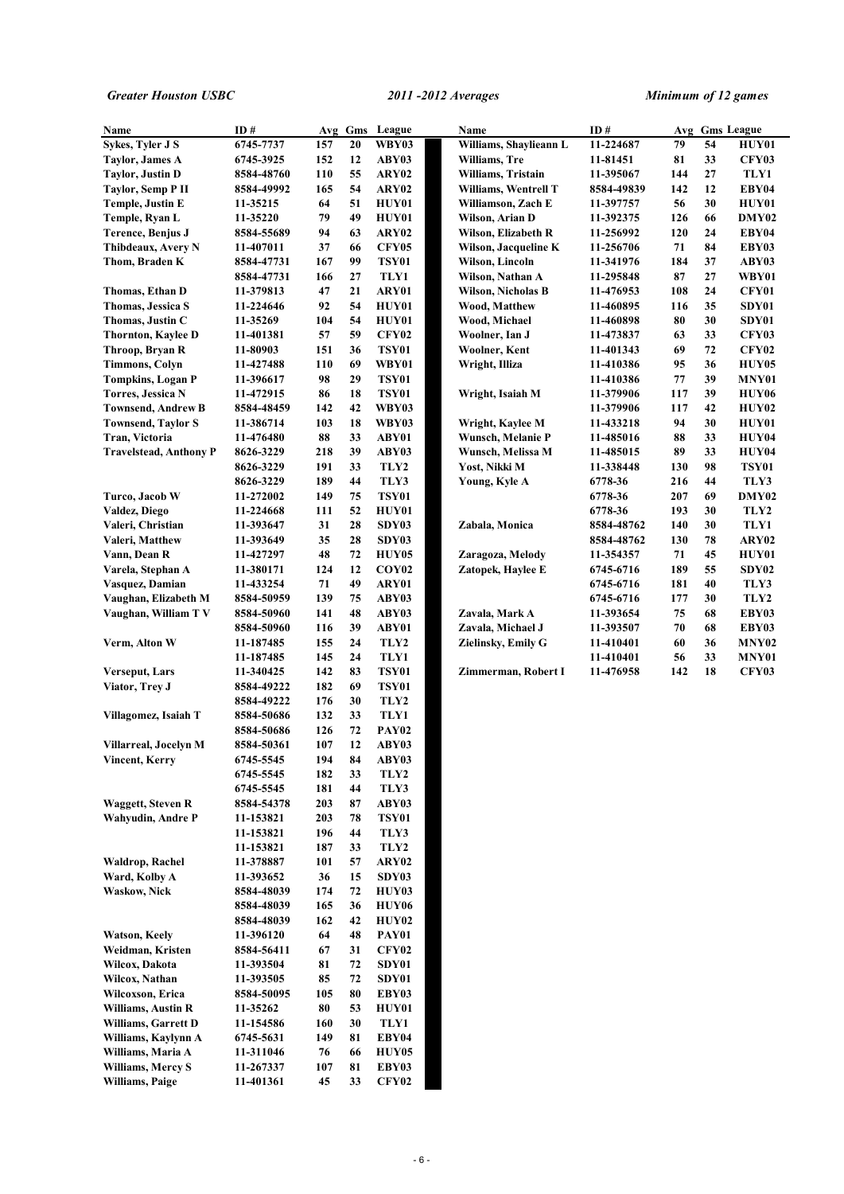| Name | ID # | Avg | Gms | League |
|---|---|---|---|---|
| Sykes, Tyler J S | 6745-7737 | 157 | 20 | WBY03 |
| Taylor, James A | 6745-3925 | 152 | 12 | ABY03 |
| Taylor, Justin D | 8584-48760 | 110 | 55 | ARY02 |
| Taylor, Semp P II | 8584-49992 | 165 | 54 | ARY02 |
| Temple, Justin E | 11-35215 | 64 | 51 | HUY01 |
| Temple, Ryan L | 11-35220 | 79 | 49 | HUY01 |
| Terence, Benjus J | 8584-55689 | 94 | 63 | ARY02 |
| Thibdeaux, Avery N | 11-407011 | 37 | 66 | CFY05 |
| Thom, Braden K | 8584-47731 | 167 | 99 | TSY01 |
| | 8584-47731 | 166 | 27 | TLY1 |
| Thomas, Ethan D | 11-379813 | 47 | 21 | ARY01 |
| Thomas, Jessica S | 11-224646 | 92 | 54 | HUY01 |
| Thomas, Justin C | 11-35269 | 104 | 54 | HUY01 |
| Thornton, Kaylee D | 11-401381 | 57 | 59 | CFY02 |
| Throop, Bryan R | 11-80903 | 151 | 36 | TSY01 |
| Timmons, Colyn | 11-427488 | 110 | 69 | WBY01 |
| Tompkins, Logan P | 11-396617 | 98 | 29 | TSY01 |
| Torres, Jessica N | 11-472915 | 86 | 18 | TSY01 |
| Townsend, Andrew B | 8584-48459 | 142 | 42 | WBY03 |
| Townsend, Taylor S | 11-386714 | 103 | 18 | WBY03 |
| Tran, Victoria | 11-476480 | 88 | 33 | ABY01 |
| Travelstead, Anthony P | 8626-3229 | 218 | 39 | ABY03 |
| | 8626-3229 | 191 | 33 | TLY2 |
| | 8626-3229 | 189 | 44 | TLY3 |
| Turco, Jacob W | 11-272002 | 149 | 75 | TSY01 |
| Valdez, Diego | 11-224668 | 111 | 52 | HUY01 |
| Valeri, Christian | 11-393647 | 31 | 28 | SDY03 |
| Valeri, Matthew | 11-393649 | 35 | 28 | SDY03 |
| Vann, Dean R | 11-427297 | 48 | 72 | HUY05 |
| Varela, Stephan A | 11-380171 | 124 | 12 | COY02 |
| Vasquez, Damian | 11-433254 | 71 | 49 | ARY01 |
| Vaughan, Elizabeth M | 8584-50959 | 139 | 75 | ABY03 |
| Vaughan, William T V | 8584-50960 | 141 | 48 | ABY03 |
| | 8584-50960 | 116 | 39 | ABY01 |
| Verm, Alton W | 11-187485 | 155 | 24 | TLY2 |
| | 11-187485 | 145 | 24 | TLY1 |
| Verseput, Lars | 11-340425 | 142 | 83 | TSY01 |
| Viator, Trey J | 8584-49222 | 182 | 69 | TSY01 |
| | 8584-49222 | 176 | 30 | TLY2 |
| Villagomez, Isaiah T | 8584-50686 | 132 | 33 | TLY1 |
| | 8584-50686 | 126 | 72 | PAY02 |
| Villarreal, Jocelyn M | 8584-50361 | 107 | 12 | ABY03 |
| Vincent, Kerry | 6745-5545 | 194 | 84 | ABY03 |
| | 6745-5545 | 182 | 33 | TLY2 |
| | 6745-5545 | 181 | 44 | TLY3 |
| Waggett, Steven R | 8584-54378 | 203 | 87 | ABY03 |
| Wahyudin, Andre P | 11-153821 | 203 | 78 | TSY01 |
| | 11-153821 | 196 | 44 | TLY3 |
| | 11-153821 | 187 | 33 | TLY2 |
| Waldrop, Rachel | 11-378887 | 101 | 57 | ARY02 |
| Ward, Kolby A | 11-393652 | 36 | 15 | SDY03 |
| Waskow, Nick | 8584-48039 | 174 | 72 | HUY03 |
| | 8584-48039 | 165 | 36 | HUY06 |
| | 8584-48039 | 162 | 42 | HUY02 |
| Watson, Keely | 11-396120 | 64 | 48 | PAY01 |
| Weidman, Kristen | 8584-56411 | 67 | 31 | CFY02 |
| Wilcox, Dakota | 11-393504 | 81 | 72 | SDY01 |
| Wilcox, Nathan | 11-393505 | 85 | 72 | SDY01 |
| Wilcoxson, Erica | 8584-50095 | 105 | 80 | EBY03 |
| Williams, Austin R | 11-35262 | 80 | 53 | HUY01 |
| Williams, Garrett D | 11-154586 | 160 | 30 | TLY1 |
| Williams, Kaylynn A | 6745-5631 | 149 | 81 | EBY04 |
| Williams, Maria A | 11-311046 | 76 | 66 | HUY05 |
| Williams, Mercy S | 11-267337 | 107 | 81 | EBY03 |
| Williams, Paige | 11-401361 | 45 | 33 | CFY02 |
| Williams, Shaylieann L | 11-224687 | 79 | 54 | HUY01 |
| Williams, Tre | 11-81451 | 81 | 33 | CFY03 |
| Williams, Tristain | 11-395067 | 144 | 27 | TLY1 |
| Williams, Wentrell T | 8584-49839 | 142 | 12 | EBY04 |
| Williamson, Zach E | 11-397757 | 56 | 30 | HUY01 |
| Wilson, Arian D | 11-392375 | 126 | 66 | DMY02 |
| Wilson, Elizabeth R | 11-256992 | 120 | 24 | EBY04 |
| Wilson, Jacqueline K | 11-256706 | 71 | 84 | EBY03 |
| Wilson, Lincoln | 11-341976 | 184 | 37 | ABY03 |
| Wilson, Nathan A | 11-295848 | 87 | 27 | WBY01 |
| Wilson, Nicholas B | 11-476953 | 108 | 24 | CFY01 |
| Wood, Matthew | 11-460895 | 116 | 35 | SDY01 |
| Wood, Michael | 11-460898 | 80 | 30 | SDY01 |
| Woolner, Ian J | 11-473837 | 63 | 33 | CFY03 |
| Woolner, Kent | 11-401343 | 69 | 72 | CFY02 |
| Wright, Illiza | 11-410386 | 95 | 36 | HUY05 |
| | 11-410386 | 77 | 39 | MNY01 |
| Wright, Isaiah M | 11-379906 | 117 | 39 | HUY06 |
| | 11-379906 | 117 | 42 | HUY02 |
| Wright, Kaylee M | 11-433218 | 94 | 30 | HUY01 |
| Wunsch, Melanie P | 11-485016 | 88 | 33 | HUY04 |
| Wunsch, Melissa M | 11-485015 | 89 | 33 | HUY04 |
| Yost, Nikki M | 11-338448 | 130 | 98 | TSY01 |
| Young, Kyle A | 6778-36 | 216 | 44 | TLY3 |
| | 6778-36 | 207 | 69 | DMY02 |
| | 6778-36 | 193 | 30 | TLY2 |
| Zabala, Monica | 8584-48762 | 140 | 30 | TLY1 |
| | 8584-48762 | 130 | 78 | ARY02 |
| Zaragoza, Melody | 11-354357 | 71 | 45 | HUY01 |
| Zatopek, Haylee E | 6745-6716 | 189 | 55 | SDY02 |
| | 6745-6716 | 181 | 40 | TLY3 |
| | 6745-6716 | 177 | 30 | TLY2 |
| Zavala, Mark A | 11-393654 | 75 | 68 | EBY03 |
| Zavala, Michael J | 11-393507 | 70 | 68 | EBY03 |
| Zielinsky, Emily G | 11-410401 | 60 | 36 | MNY02 |
| | 11-410401 | 56 | 33 | MNY01 |
| Zimmerman, Robert I | 11-476958 | 142 | 18 | CFY03 |